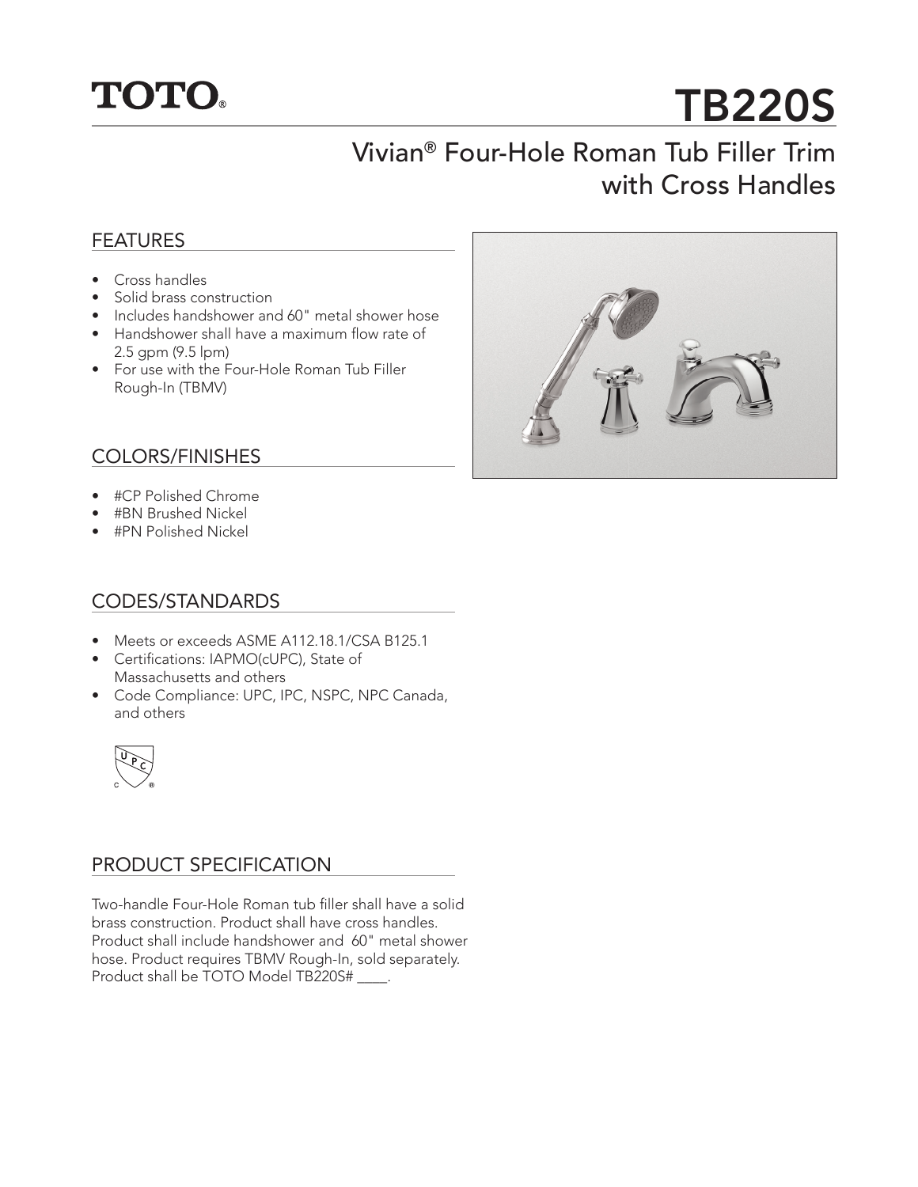TOTO®

# TB220S

## Vivian® Four-Hole Roman Tub Filler Trim with Cross Handles

### FEATURES

- Cross handles
- Solid brass construction
- Includes handshower and 60" metal shower hose
- Handshower shall have a maximum flow rate of 2.5 gpm (9.5 lpm)
- For use with the Four-Hole Roman Tub Filler Rough-In (TBMV)

### COLORS/FINISHES

- #CP Polished Chrome
- #BN Brushed Nickel
- #PN Polished Nickel

### CODES/STANDARDS

- Meets or exceeds ASME A112.18.1/CSA B125.1
- Certifications: IAPMO(cUPC), State of Massachusetts and others
- Code Compliance: UPC, IPC, NSPC, NPC Canada, and others

### PRODUCT SPECIFICATION

Two-handle Four-Hole Roman tub filler shall have a solid brass construction. Product shall have cross handles. Product shall include handshower and 60" metal shower hose. Product requires TBMV Rough-In, sold separately. Product shall be TOTO Model TB220S# ____.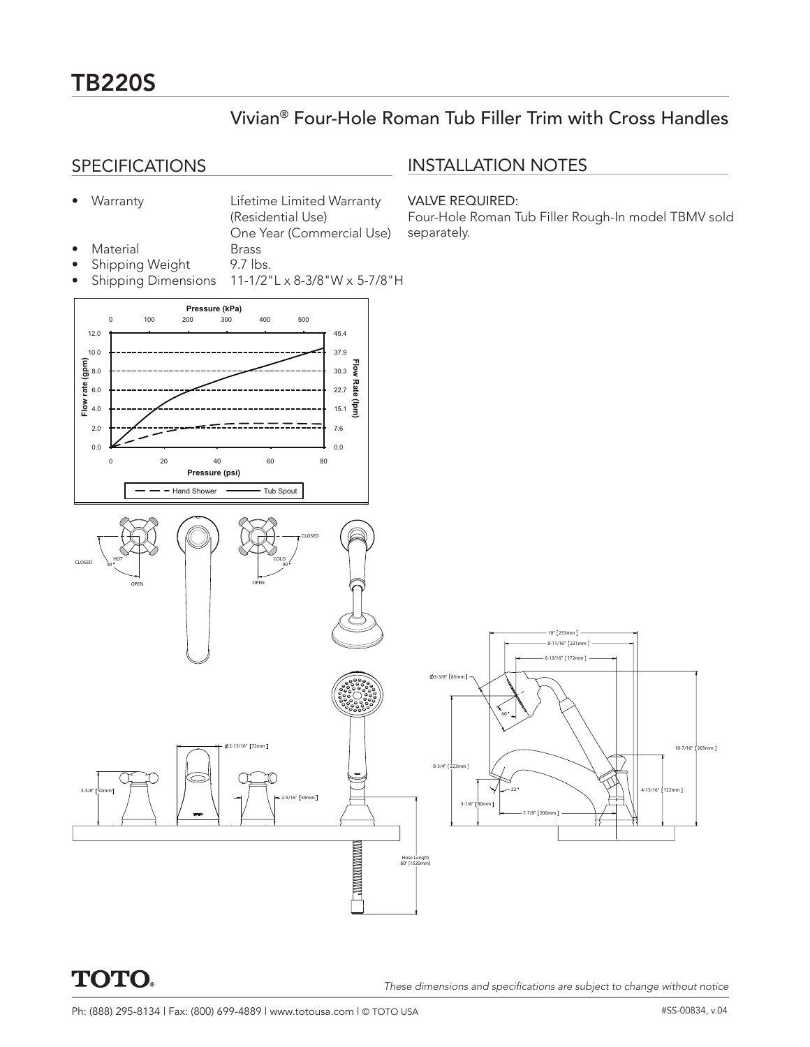# TB220S

## Vivian® Four-Hole Roman Tub Filler Trim with Cross Handles

## SPECIFICATIONS

- Warranty — Lifetime Limited Warranty (Residential Use) One Year (Commercial Use)
- Material — Brass
- Shipping Weight — 9.7 lbs.
- Shipping Dimensions — 11-1/2"L x 8-3/8"W x 5-7/8"H

## INSTALLATION NOTES

VALVE REQUIRED:
Four-Hole Roman Tub Filler Rough-In model TBMV sold separately.

Pressure (kPa)
0 100 200 300 400 500
Flow rate (gpm)
12.0 10.0 8.0 6.0 4.0 2.0 0.0
Flow Rate (lpm)
45.4 37.9 30.3 22.7 15.1 7.6 0.0
0 20 40 60 80
Pressure (psi)
Hand Shower
Tub Spout

CLOSED
HOT 90°
OPEN
CLOSED
COLD 90°
OPEN

ϕ2-13/16" [72mm]
3-5/8" [92mm]
2-5/16" [59mm]
Hose Length 60" [1520mm]

10" [253mm]
8-11/16" [221mm]
6-13/16" [172mm]
ϕ3-3/8" [85mm]
60°
10-7/16" [265mm]
8-3/4" [223mm]
22°
4-13/16" [122mm]
3-1/8" [80mm]
7-7/8" [200mm]

TOTO®

*These dimensions and specifications are subject to change without notice*

Ph: (888) 295-8134 | Fax: (800) 699-4889 | www.totousa.com | © TOTO USA

#SS-00834, v.04